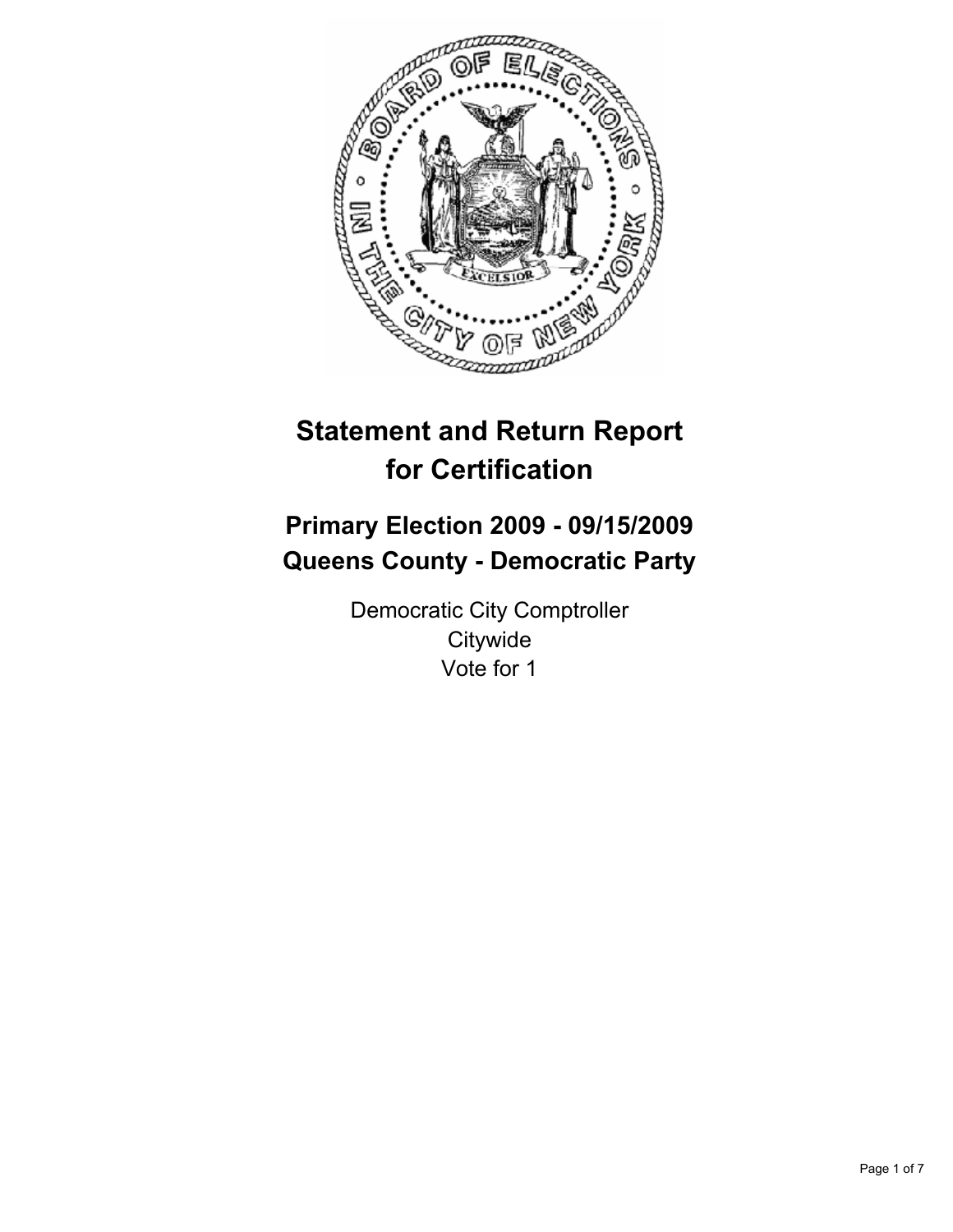# Statement and Return Report for Certification

## Primary Election 2009 - 09/15/2009
## Queens County - Democratic Party

Democratic City Comptroller
Citywide
Vote for 1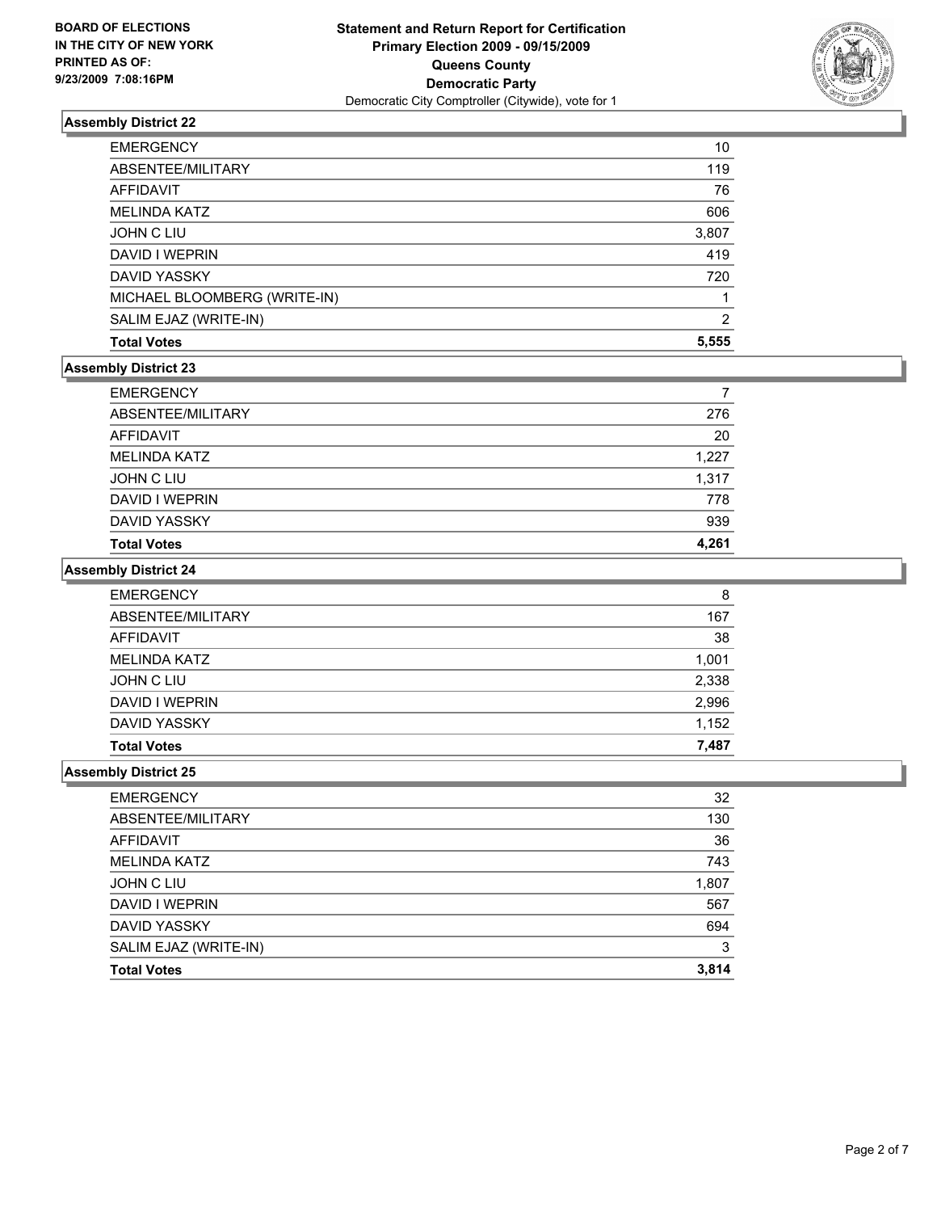**BOARD OF ELECTIONS IN THE CITY OF NEW YORK PRINTED AS OF: 9/23/2009 7:08:16PM**

**Statement and Return Report for Certification**
**Primary Election 2009 - 09/15/2009**
**Queens County**
**Democratic Party**
Democratic City Comptroller (Citywide), vote for 1

### Assembly District 22

| | |
|---|---|
| EMERGENCY | 10 |
| ABSENTEE/MILITARY | 119 |
| AFFIDAVIT | 76 |
| MELINDA KATZ | 606 |
| JOHN C LIU | 3,807 |
| DAVID I WEPRIN | 419 |
| DAVID YASSKY | 720 |
| MICHAEL BLOOMBERG (WRITE-IN) | 1 |
| SALIM EJAZ (WRITE-IN) | 2 |
| **Total Votes** | **5,555** |

### Assembly District 23

| | |
|---|---|
| EMERGENCY | 7 |
| ABSENTEE/MILITARY | 276 |
| AFFIDAVIT | 20 |
| MELINDA KATZ | 1,227 |
| JOHN C LIU | 1,317 |
| DAVID I WEPRIN | 778 |
| DAVID YASSKY | 939 |
| **Total Votes** | **4,261** |

### Assembly District 24

| | |
|---|---|
| EMERGENCY | 8 |
| ABSENTEE/MILITARY | 167 |
| AFFIDAVIT | 38 |
| MELINDA KATZ | 1,001 |
| JOHN C LIU | 2,338 |
| DAVID I WEPRIN | 2,996 |
| DAVID YASSKY | 1,152 |
| **Total Votes** | **7,487** |

### Assembly District 25

| | |
|---|---|
| EMERGENCY | 32 |
| ABSENTEE/MILITARY | 130 |
| AFFIDAVIT | 36 |
| MELINDA KATZ | 743 |
| JOHN C LIU | 1,807 |
| DAVID I WEPRIN | 567 |
| DAVID YASSKY | 694 |
| SALIM EJAZ (WRITE-IN) | 3 |
| **Total Votes** | **3,814** |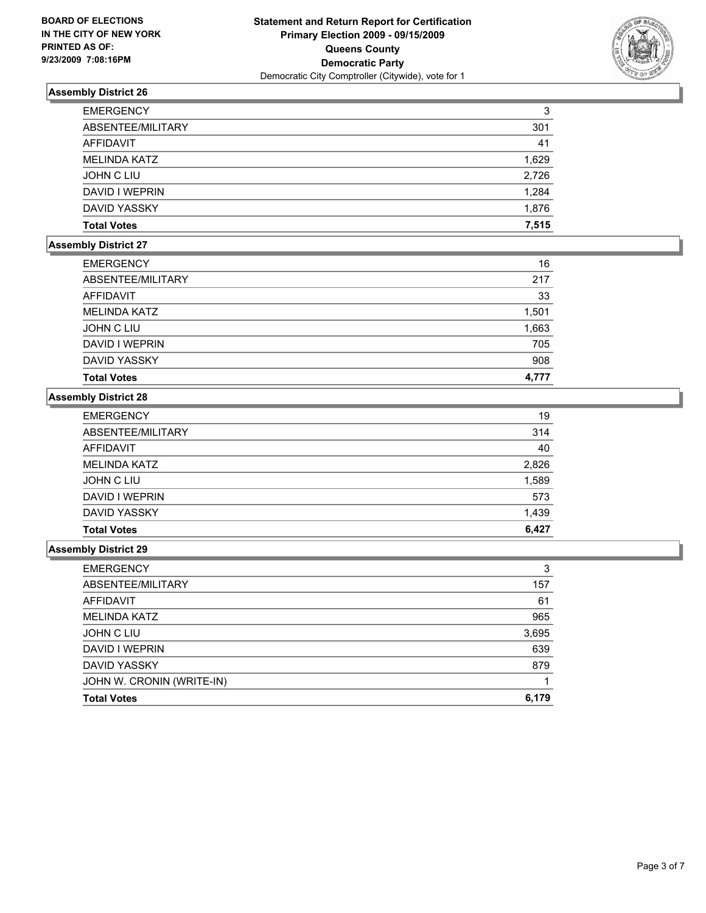**BOARD OF ELECTIONS IN THE CITY OF NEW YORK PRINTED AS OF: 9/23/2009 7:08:16PM**

# Statement and Return Report for Certification
## Primary Election 2009 - 09/15/2009
## Queens County
## Democratic Party
Democratic City Comptroller (Citywide), vote for 1

### Assembly District 26

| | |
|---|---|
| EMERGENCY | 3 |
| ABSENTEE/MILITARY | 301 |
| AFFIDAVIT | 41 |
| MELINDA KATZ | 1,629 |
| JOHN C LIU | 2,726 |
| DAVID I WEPRIN | 1,284 |
| DAVID YASSKY | 1,876 |
| **Total Votes** | **7,515** |

### Assembly District 27

| | |
|---|---|
| EMERGENCY | 16 |
| ABSENTEE/MILITARY | 217 |
| AFFIDAVIT | 33 |
| MELINDA KATZ | 1,501 |
| JOHN C LIU | 1,663 |
| DAVID I WEPRIN | 705 |
| DAVID YASSKY | 908 |
| **Total Votes** | **4,777** |

### Assembly District 28

| | |
|---|---|
| EMERGENCY | 19 |
| ABSENTEE/MILITARY | 314 |
| AFFIDAVIT | 40 |
| MELINDA KATZ | 2,826 |
| JOHN C LIU | 1,589 |
| DAVID I WEPRIN | 573 |
| DAVID YASSKY | 1,439 |
| **Total Votes** | **6,427** |

### Assembly District 29

| | |
|---|---|
| EMERGENCY | 3 |
| ABSENTEE/MILITARY | 157 |
| AFFIDAVIT | 61 |
| MELINDA KATZ | 965 |
| JOHN C LIU | 3,695 |
| DAVID I WEPRIN | 639 |
| DAVID YASSKY | 879 |
| JOHN W. CRONIN (WRITE-IN) | 1 |
| **Total Votes** | **6,179** |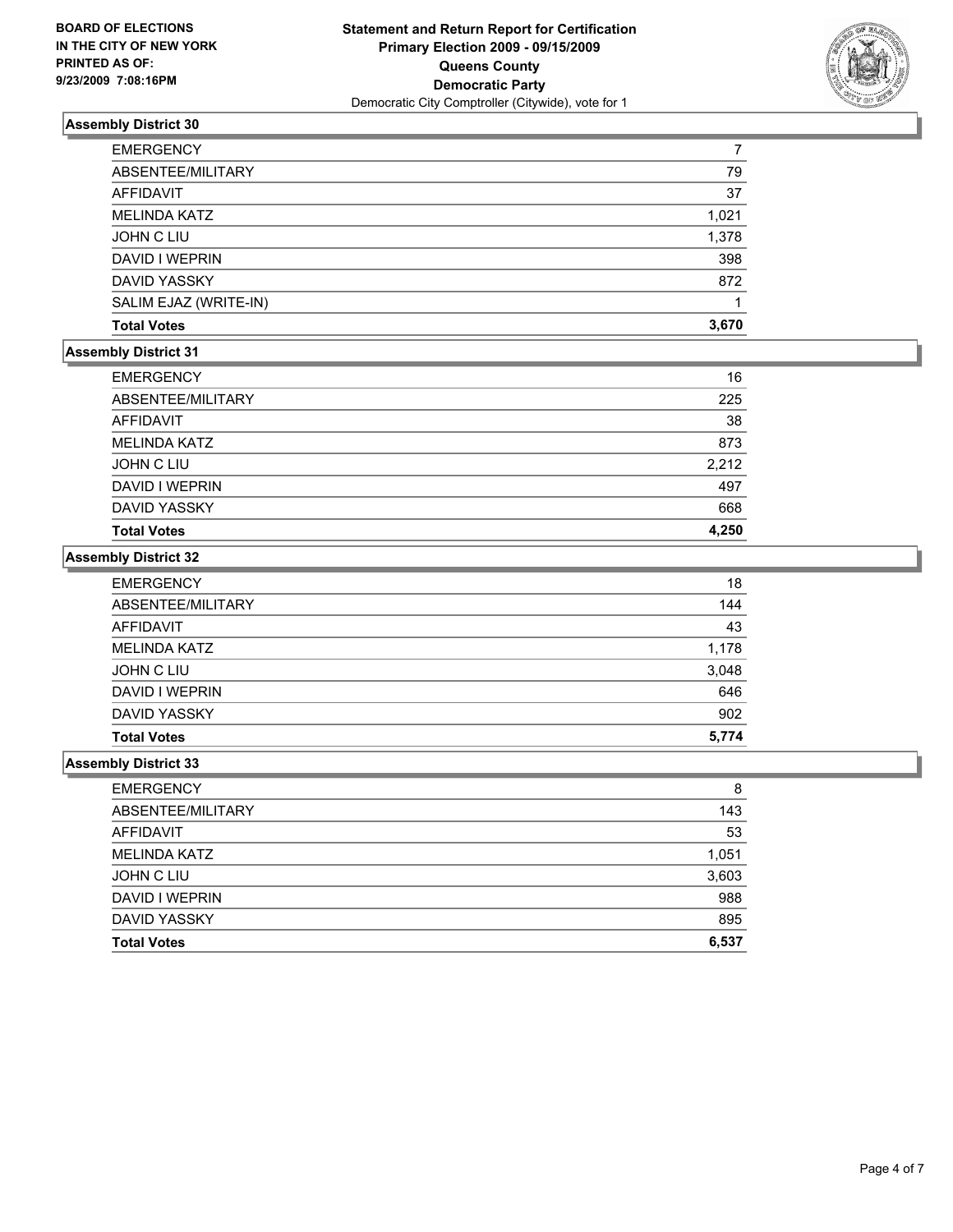**BOARD OF ELECTIONS IN THE CITY OF NEW YORK PRINTED AS OF: 9/23/2009 7:08:16PM**

**Statement and Return Report for Certification**
**Primary Election 2009 - 09/15/2009**
**Queens County**
**Democratic Party**
Democratic City Comptroller (Citywide), vote for 1

### Assembly District 30

| | |
|---|---|
| EMERGENCY | 7 |
| ABSENTEE/MILITARY | 79 |
| AFFIDAVIT | 37 |
| MELINDA KATZ | 1,021 |
| JOHN C LIU | 1,378 |
| DAVID I WEPRIN | 398 |
| DAVID YASSKY | 872 |
| SALIM EJAZ (WRITE-IN) | 1 |
| **Total Votes** | **3,670** |

### Assembly District 31

| | |
|---|---|
| EMERGENCY | 16 |
| ABSENTEE/MILITARY | 225 |
| AFFIDAVIT | 38 |
| MELINDA KATZ | 873 |
| JOHN C LIU | 2,212 |
| DAVID I WEPRIN | 497 |
| DAVID YASSKY | 668 |
| **Total Votes** | **4,250** |

### Assembly District 32

| | |
|---|---|
| EMERGENCY | 18 |
| ABSENTEE/MILITARY | 144 |
| AFFIDAVIT | 43 |
| MELINDA KATZ | 1,178 |
| JOHN C LIU | 3,048 |
| DAVID I WEPRIN | 646 |
| DAVID YASSKY | 902 |
| **Total Votes** | **5,774** |

### Assembly District 33

| | |
|---|---|
| EMERGENCY | 8 |
| ABSENTEE/MILITARY | 143 |
| AFFIDAVIT | 53 |
| MELINDA KATZ | 1,051 |
| JOHN C LIU | 3,603 |
| DAVID I WEPRIN | 988 |
| DAVID YASSKY | 895 |
| **Total Votes** | **6,537** |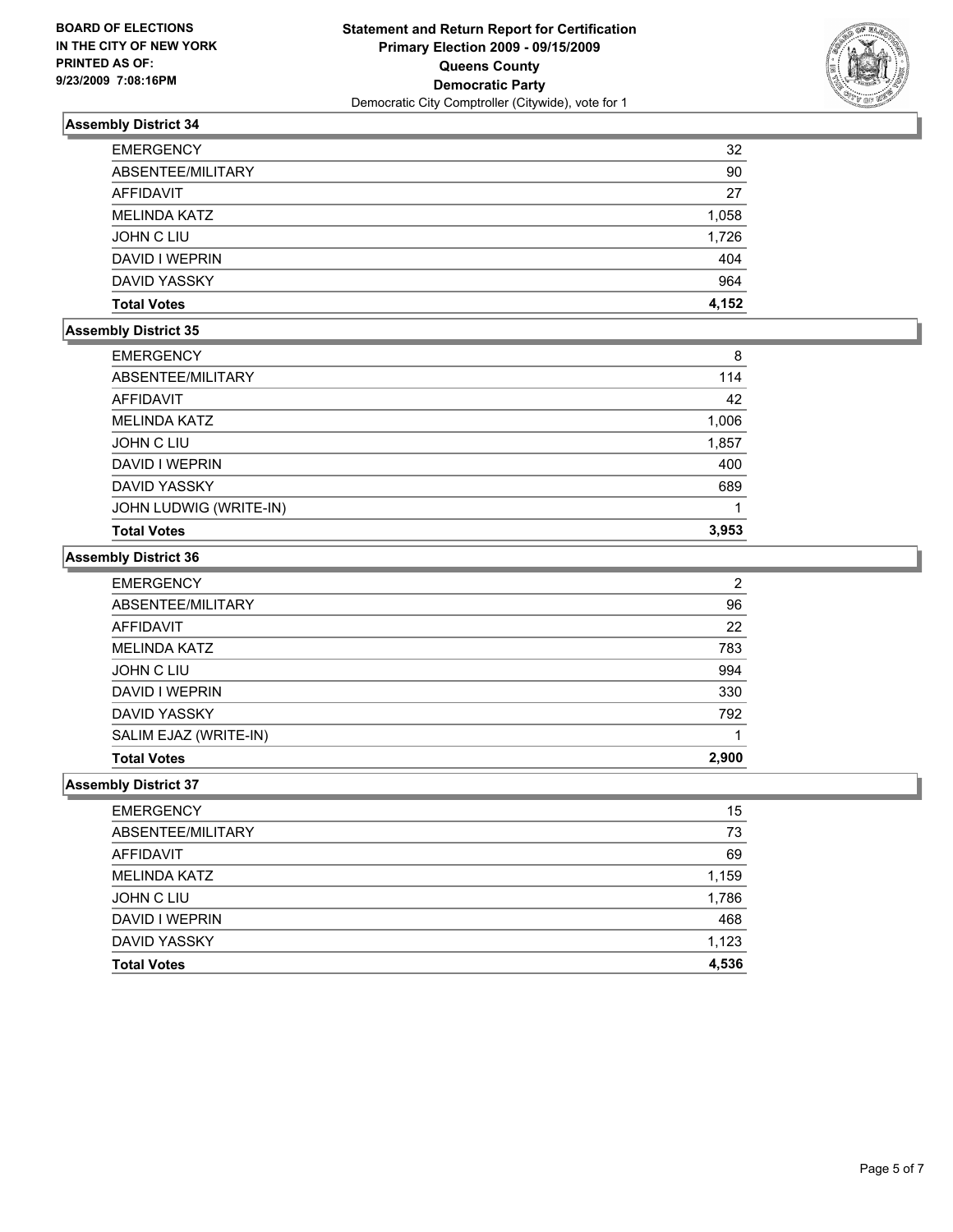**BOARD OF ELECTIONS IN THE CITY OF NEW YORK PRINTED AS OF: 9/23/2009 7:08:16PM**

# Statement and Return Report for Certification
## Primary Election 2009 - 09/15/2009
## Queens County
## Democratic Party
Democratic City Comptroller (Citywide), vote for 1

### Assembly District 34

| | |
|---|---|
| EMERGENCY | 32 |
| ABSENTEE/MILITARY | 90 |
| AFFIDAVIT | 27 |
| MELINDA KATZ | 1,058 |
| JOHN C LIU | 1,726 |
| DAVID I WEPRIN | 404 |
| DAVID YASSKY | 964 |
| **Total Votes** | **4,152** |

### Assembly District 35

| | |
|---|---|
| EMERGENCY | 8 |
| ABSENTEE/MILITARY | 114 |
| AFFIDAVIT | 42 |
| MELINDA KATZ | 1,006 |
| JOHN C LIU | 1,857 |
| DAVID I WEPRIN | 400 |
| DAVID YASSKY | 689 |
| JOHN LUDWIG (WRITE-IN) | 1 |
| **Total Votes** | **3,953** |

### Assembly District 36

| | |
|---|---|
| EMERGENCY | 2 |
| ABSENTEE/MILITARY | 96 |
| AFFIDAVIT | 22 |
| MELINDA KATZ | 783 |
| JOHN C LIU | 994 |
| DAVID I WEPRIN | 330 |
| DAVID YASSKY | 792 |
| SALIM EJAZ (WRITE-IN) | 1 |
| **Total Votes** | **2,900** |

### Assembly District 37

| | |
|---|---|
| EMERGENCY | 15 |
| ABSENTEE/MILITARY | 73 |
| AFFIDAVIT | 69 |
| MELINDA KATZ | 1,159 |
| JOHN C LIU | 1,786 |
| DAVID I WEPRIN | 468 |
| DAVID YASSKY | 1,123 |
| **Total Votes** | **4,536** |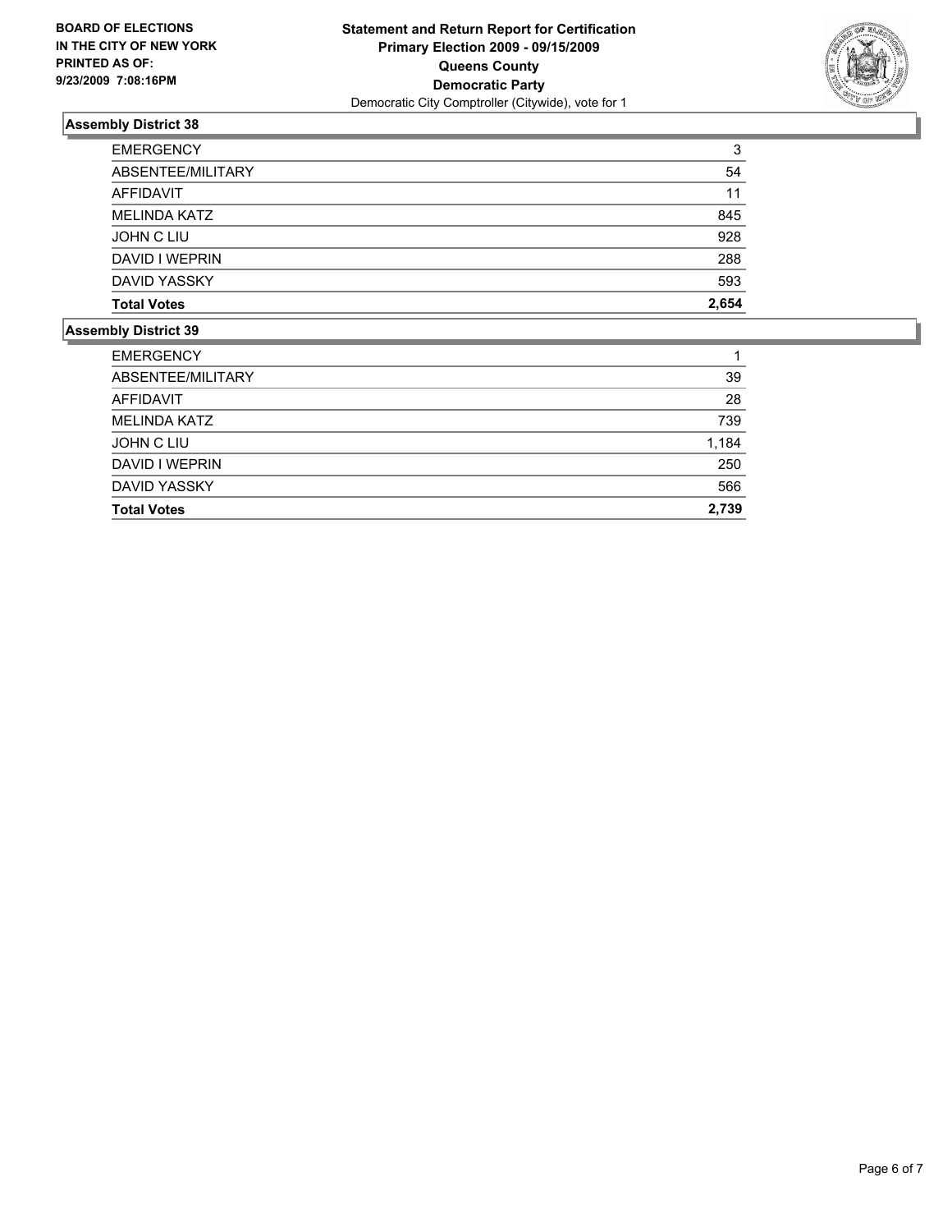**BOARD OF ELECTIONS IN THE CITY OF NEW YORK PRINTED AS OF: 9/23/2009 7:08:16PM**

**Statement and Return Report for Certification**
**Primary Election 2009 - 09/15/2009**
**Queens County**
**Democratic Party**
Democratic City Comptroller (Citywide), vote for 1

## Assembly District 38

| | |
|---|---|
| EMERGENCY | 3 |
| ABSENTEE/MILITARY | 54 |
| AFFIDAVIT | 11 |
| MELINDA KATZ | 845 |
| JOHN C LIU | 928 |
| DAVID I WEPRIN | 288 |
| DAVID YASSKY | 593 |
| **Total Votes** | **2,654** |

## Assembly District 39

| | |
|---|---|
| EMERGENCY | 1 |
| ABSENTEE/MILITARY | 39 |
| AFFIDAVIT | 28 |
| MELINDA KATZ | 739 |
| JOHN C LIU | 1,184 |
| DAVID I WEPRIN | 250 |
| DAVID YASSKY | 566 |
| **Total Votes** | **2,739** |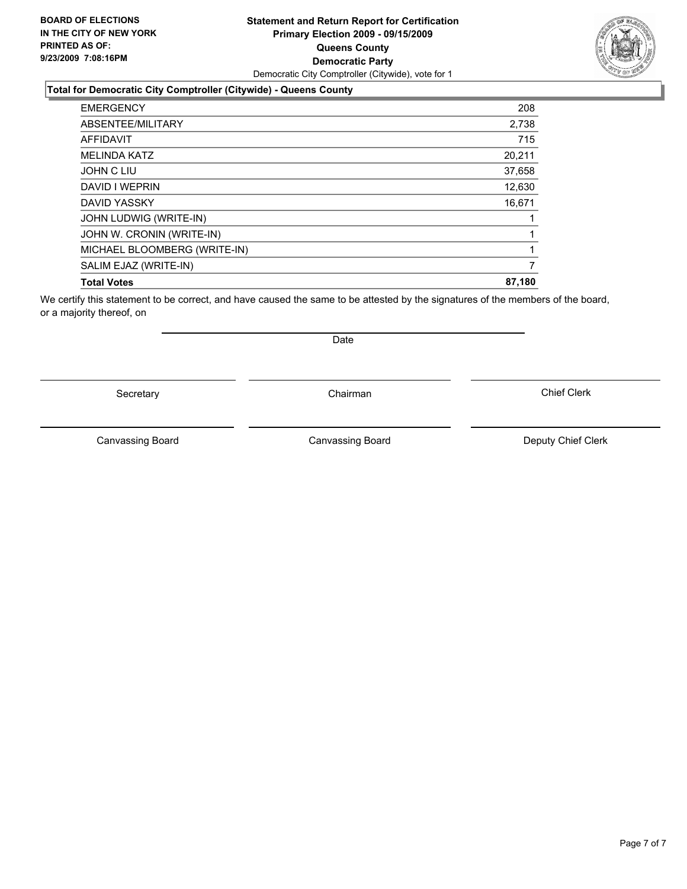**BOARD OF ELECTIONS IN THE CITY OF NEW YORK PRINTED AS OF: 9/23/2009 7:08:16PM**

**Statement and Return Report for Certification**
**Primary Election 2009 - 09/15/2009**
**Queens County**
**Democratic Party**
Democratic City Comptroller (Citywide), vote for 1

### Total for Democratic City Comptroller (Citywide) - Queens County

| | |
|---|---|
| EMERGENCY | 208 |
| ABSENTEE/MILITARY | 2,738 |
| AFFIDAVIT | 715 |
| MELINDA KATZ | 20,211 |
| JOHN C LIU | 37,658 |
| DAVID I WEPRIN | 12,630 |
| DAVID YASSKY | 16,671 |
| JOHN LUDWIG (WRITE-IN) | 1 |
| JOHN W. CRONIN (WRITE-IN) | 1 |
| MICHAEL BLOOMBERG (WRITE-IN) | 1 |
| SALIM EJAZ (WRITE-IN) | 7 |
| **Total Votes** | **87,180** |

We certify this statement to be correct, and have caused the same to be attested by the signatures of the members of the board, or a majority thereof, on

Date

Secretary

Chairman

Chief Clerk

Canvassing Board

Canvassing Board

Deputy Chief Clerk